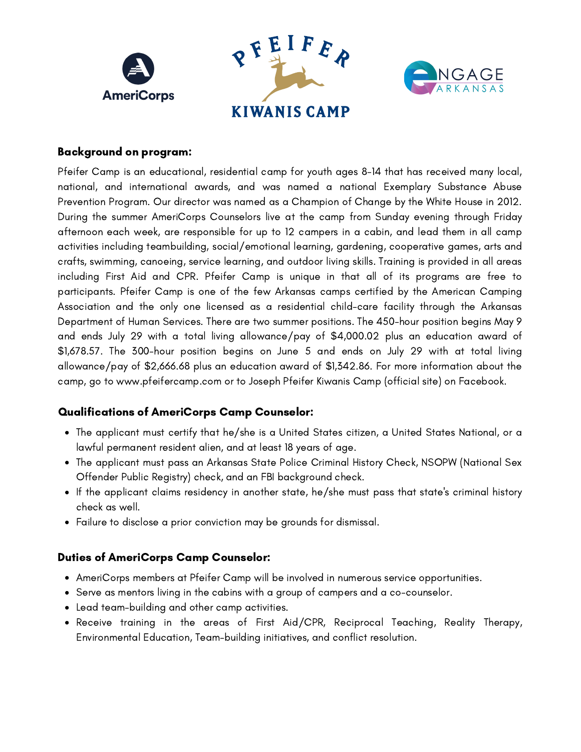AmeriCorps

PFEIFER KIWANIS CAMP

ENGAGE ARKANSAS

**Background on program:**

Pfeifer Camp is an educational, residential camp for youth ages 8-14 that has received many local, national, and international awards, and was named a national Exemplary Substance Abuse Prevention Program. Our director was named as a Champion of Change by the White House in 2012. During the summer AmeriCorps Counselors live at the camp from Sunday evening through Friday afternoon each week, are responsible for up to 12 campers in a cabin, and lead them in all camp activities including teambuilding, social/emotional learning, gardening, cooperative games, arts and crafts, swimming, canoeing, service learning, and outdoor living skills. Training is provided in all areas including First Aid and CPR. Pfeifer Camp is unique in that all of its programs are free to participants. Pfeifer Camp is one of the few Arkansas camps certified by the American Camping Association and the only one licensed as a residential child-care facility through the Arkansas Department of Human Services. There are two summer positions. The 450-hour position begins May 9 and ends July 29 with a total living allowance/pay of $4,000.02 plus an education award of $1,678.57. The 300-hour position begins on June 5 and ends on July 29 with at total living allowance/pay of $2,666.68 plus an education award of $1,342.86. For more information about the camp, go to www.pfeifercamp.com or to Joseph Pfeifer Kiwanis Camp (official site) on Facebook.

**Qualifications of AmeriCorps Camp Counselor:**

- The applicant must certify that he/she is a United States citizen, a United States National, or a lawful permanent resident alien, and at least 18 years of age.
- The applicant must pass an Arkansas State Police Criminal History Check, NSOPW (National Sex Offender Public Registry) check, and an FBI background check.
- If the applicant claims residency in another state, he/she must pass that state's criminal history check as well.
- Failure to disclose a prior conviction may be grounds for dismissal.

**Duties of AmeriCorps Camp Counselor:**

- AmeriCorps members at Pfeifer Camp will be involved in numerous service opportunities.
- Serve as mentors living in the cabins with a group of campers and a co-counselor.
- Lead team-building and other camp activities.
- Receive training in the areas of First Aid/CPR, Reciprocal Teaching, Reality Therapy, Environmental Education, Team-building initiatives, and conflict resolution.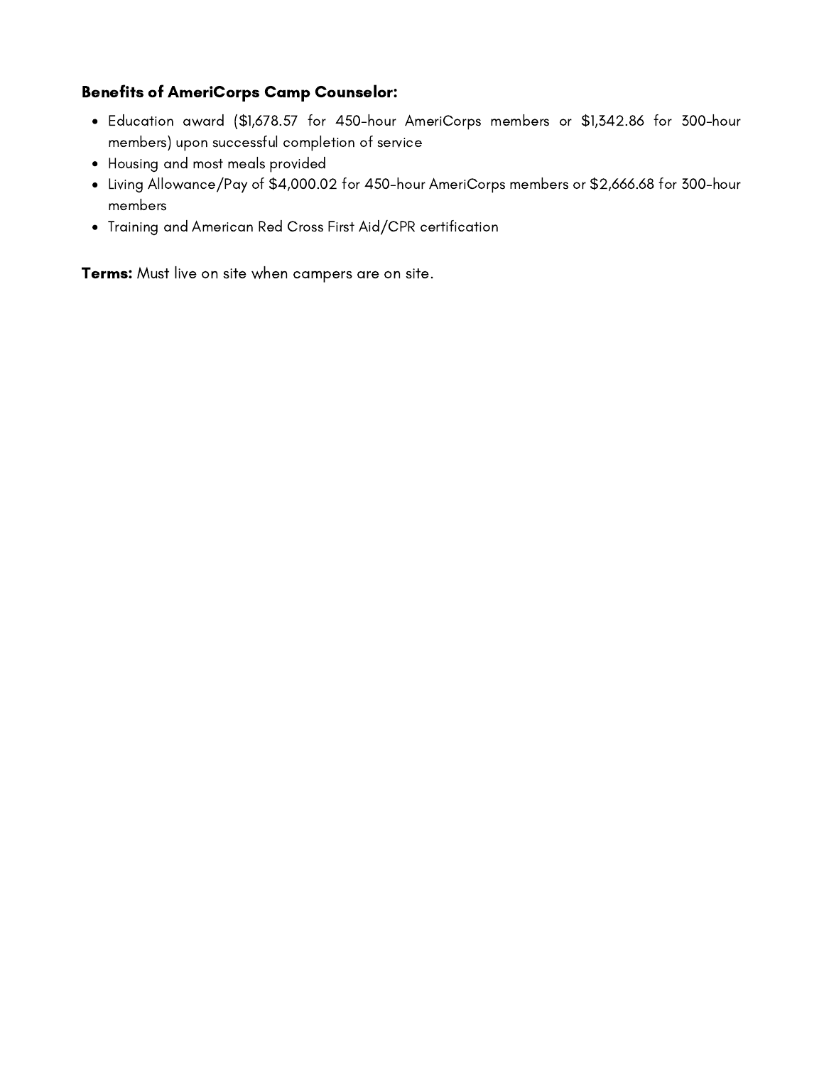### Benefits of AmeriCorps Camp Counselor:

- Education award ($1,678.57 for 450-hour AmeriCorps members or $1,342.86 for 300-hour members) upon successful completion of service
- Housing and most meals provided
- Living Allowance/Pay of $4,000.02 for 450-hour AmeriCorps members or $2,666.68 for 300-hour members
- Training and American Red Cross First Aid/CPR certification

**Terms:** Must live on site when campers are on site.